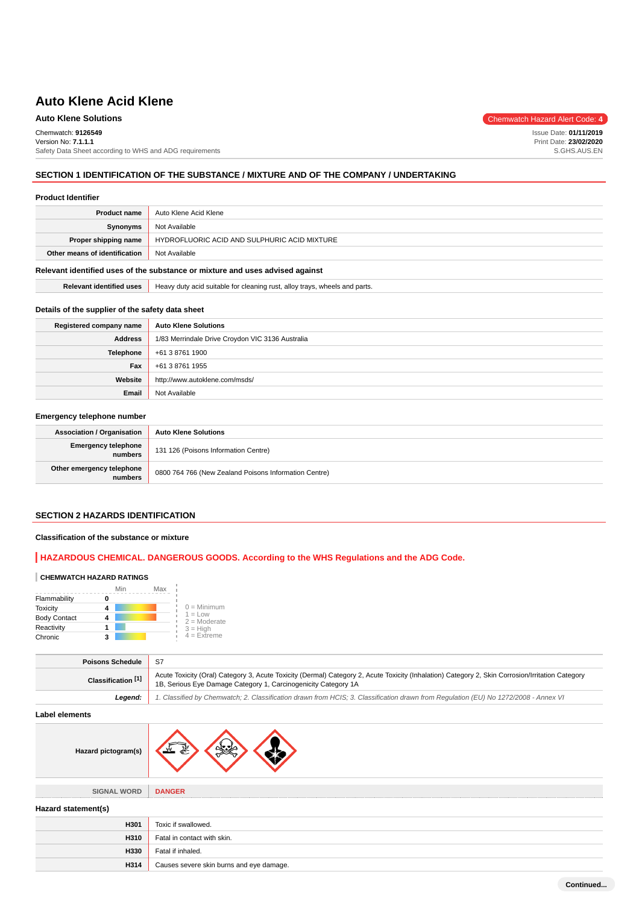# Auto Klene Acid Klene

**Auto Klene Solutions**

Chemwatch Hazard Alert Code: **4**

Chemwatch: **9126549**
Version No: **7.1.1.1**
Safety Data Sheet according to WHS and ADG requirements

Issue Date: **01/11/2019**
Print Date: **23/02/2020**
S.GHS.AUS.EN

## SECTION 1 IDENTIFICATION OF THE SUBSTANCE / MIXTURE AND OF THE COMPANY / UNDERTAKING

### Product Identifier

| | |
|---|---|
| **Product name** | Auto Klene Acid Klene |
| **Synonyms** | Not Available |
| **Proper shipping name** | HYDROFLUORIC ACID AND SULPHURIC ACID MIXTURE |
| **Other means of identification** | Not Available |

### Relevant identified uses of the substance or mixture and uses advised against

| | |
|---|---|
| **Relevant identified uses** | Heavy duty acid suitable for cleaning rust, alloy trays, wheels and parts. |

### Details of the supplier of the safety data sheet

| | |
|---|---|
| **Registered company name** | **Auto Klene Solutions** |
| **Address** | 1/83 Merrindale Drive Croydon VIC 3136 Australia |
| **Telephone** | +61 3 8761 1900 |
| **Fax** | +61 3 8761 1955 |
| **Website** | http://www.autoklene.com/msds/ |
| **Email** | Not Available |

### Emergency telephone number

| | |
|---|---|
| **Association / Organisation** | **Auto Klene Solutions** |
| **Emergency telephone numbers** | 131 126 (Poisons Information Centre) |
| **Other emergency telephone numbers** | 0800 764 766 (New Zealand Poisons Information Centre) |

## SECTION 2 HAZARDS IDENTIFICATION

### Classification of the substance or mixture

**HAZARDOUS CHEMICAL. DANGEROUS GOODS. According to the WHS Regulations and the ADG Code.**

**CHEMWATCH HAZARD RATINGS**

| | Rating |
|---|---|
| Flammability | 0 |
| Toxicity | 4 |
| Body Contact | 4 |
| Reactivity | 1 |
| Chronic | 3 |

0 = Minimum
1 = Low
2 = Moderate
3 = High
4 = Extreme

| | |
|---|---|
| **Poisons Schedule** | S7 |
| **Classification [1]** | Acute Toxicity (Oral) Category 3, Acute Toxicity (Dermal) Category 2, Acute Toxicity (Inhalation) Category 2, Skin Corrosion/Irritation Category 1B, Serious Eye Damage Category 1, Carcinogenicity Category 1A |
| ***Legend:*** | *1. Classified by Chemwatch; 2. Classification drawn from HCIS; 3. Classification drawn from Regulation (EU) No 1272/2008 - Annex VI* |

### Label elements

| | |
|---|---|
| **Hazard pictogram(s)** | |
| **SIGNAL WORD** | **DANGER** |

### Hazard statement(s)

| | |
|---|---|
| **H301** | Toxic if swallowed. |
| **H310** | Fatal in contact with skin. |
| **H330** | Fatal if inhaled. |
| **H314** | Causes severe skin burns and eye damage. |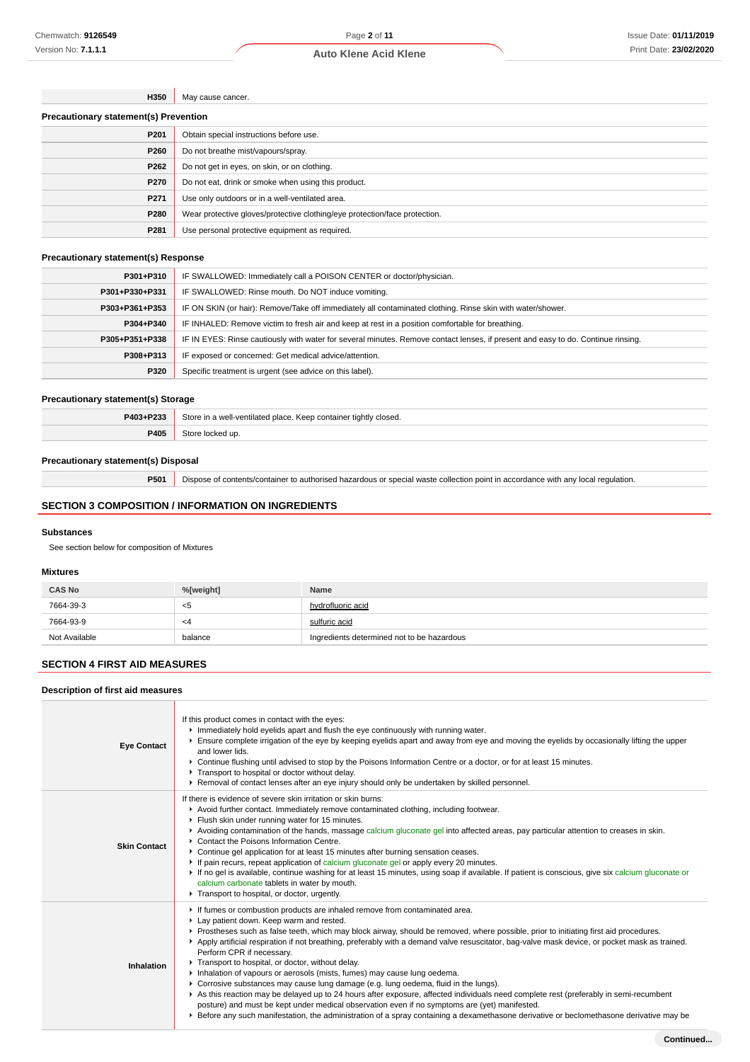| | |
|---|---|
| H350 | May cause cancer. |

**Precautionary statement(s) Prevention**

| | |
|---|---|
| P201 | Obtain special instructions before use. |
| P260 | Do not breathe mist/vapours/spray. |
| P262 | Do not get in eyes, on skin, or on clothing. |
| P270 | Do not eat, drink or smoke when using this product. |
| P271 | Use only outdoors or in a well-ventilated area. |
| P280 | Wear protective gloves/protective clothing/eye protection/face protection. |
| P281 | Use personal protective equipment as required. |

**Precautionary statement(s) Response**

| | |
|---|---|
| P301+P310 | IF SWALLOWED: Immediately call a POISON CENTER or doctor/physician. |
| P301+P330+P331 | IF SWALLOWED: Rinse mouth. Do NOT induce vomiting. |
| P303+P361+P353 | IF ON SKIN (or hair): Remove/Take off immediately all contaminated clothing. Rinse skin with water/shower. |
| P304+P340 | IF INHALED: Remove victim to fresh air and keep at rest in a position comfortable for breathing. |
| P305+P351+P338 | IF IN EYES: Rinse cautiously with water for several minutes. Remove contact lenses, if present and easy to do. Continue rinsing. |
| P308+P313 | IF exposed or concerned: Get medical advice/attention. |
| P320 | Specific treatment is urgent (see advice on this label). |

**Precautionary statement(s) Storage**

| | |
|---|---|
| P403+P233 | Store in a well-ventilated place. Keep container tightly closed. |
| P405 | Store locked up. |

**Precautionary statement(s) Disposal**

| | |
|---|---|
| P501 | Dispose of contents/container to authorised hazardous or special waste collection point in accordance with any local regulation. |

## SECTION 3 COMPOSITION / INFORMATION ON INGREDIENTS

### Substances

See section below for composition of Mixtures

### Mixtures

| CAS No | %[weight] | Name |
|---|---|---|
| 7664-39-3 | <5 | hydrofluoric acid |
| 7664-93-9 | <4 | sulfuric acid |
| Not Available | balance | Ingredients determined not to be hazardous |

## SECTION 4 FIRST AID MEASURES

### Description of first aid measures

| | |
|---|---|
| **Eye Contact** | If this product comes in contact with the eyes:<br>▸ Immediately hold eyelids apart and flush the eye continuously with running water.<br>▸ Ensure complete irrigation of the eye by keeping eyelids apart and away from eye and moving the eyelids by occasionally lifting the upper and lower lids.<br>▸ Continue flushing until advised to stop by the Poisons Information Centre or a doctor, or for at least 15 minutes.<br>▸ Transport to hospital or doctor without delay.<br>▸ Removal of contact lenses after an eye injury should only be undertaken by skilled personnel. |
| **Skin Contact** | If there is evidence of severe skin irritation or skin burns:<br>▸ Avoid further contact. Immediately remove contaminated clothing, including footwear.<br>▸ Flush skin under running water for 15 minutes.<br>▸ Avoiding contamination of the hands, massage calcium gluconate gel into affected areas, pay particular attention to creases in skin.<br>▸ Contact the Poisons Information Centre.<br>▸ Continue gel application for at least 15 minutes after burning sensation ceases.<br>▸ If pain recurs, repeat application of calcium gluconate gel or apply every 20 minutes.<br>▸ If no gel is available, continue washing for at least 15 minutes, using soap if available. If patient is conscious, give six calcium gluconate or calcium carbonate tablets in water by mouth.<br>▸ Transport to hospital, or doctor, urgently. |
| **Inhalation** | ▸ If fumes or combustion products are inhaled remove from contaminated area.<br>▸ Lay patient down. Keep warm and rested.<br>▸ Prostheses such as false teeth, which may block airway, should be removed, where possible, prior to initiating first aid procedures.<br>▸ Apply artificial respiration if not breathing, preferably with a demand valve resuscitator, bag-valve mask device, or pocket mask as trained. Perform CPR if necessary.<br>▸ Transport to hospital, or doctor, without delay.<br>▸ Inhalation of vapours or aerosols (mists, fumes) may cause lung oedema.<br>▸ Corrosive substances may cause lung damage (e.g. lung oedema, fluid in the lungs).<br>▸ As this reaction may be delayed up to 24 hours after exposure, affected individuals need complete rest (preferably in semi-recumbent posture) and must be kept under medical observation even if no symptoms are (yet) manifested.<br>▸ Before any such manifestation, the administration of a spray containing a dexamethasone derivative or beclomethasone derivative may be |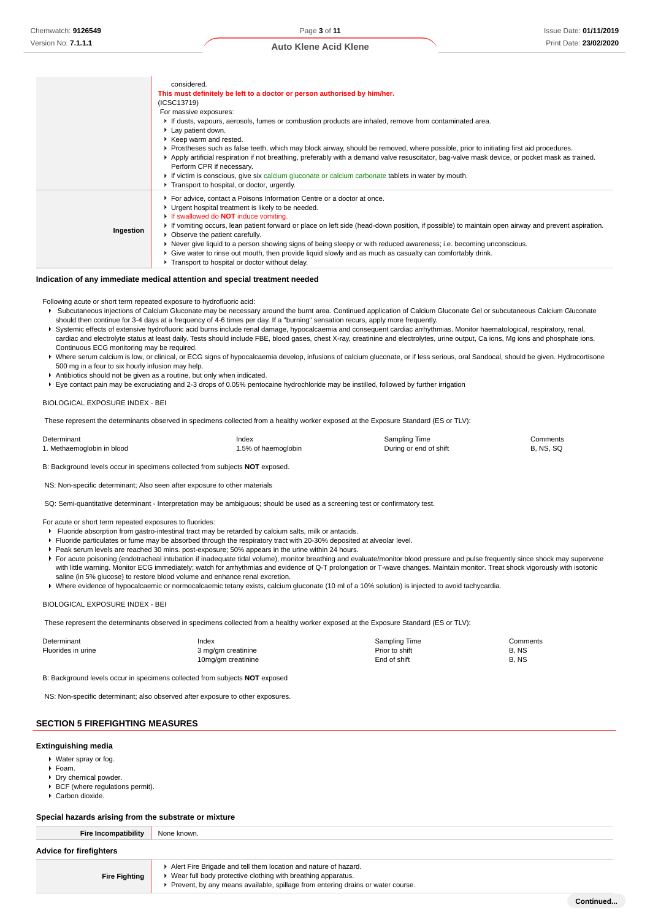| | |
|---|---|
| | considered.<br>**This must definitely be left to a doctor or person authorised by him/her.**<br>(ICSC13719)<br>For massive exposures:<br>▸ If dusts, vapours, aerosols, fumes or combustion products are inhaled, remove from contaminated area.<br>▸ Lay patient down.<br>▸ Keep warm and rested.<br>▸ Prostheses such as false teeth, which may block airway, should be removed, where possible, prior to initiating first aid procedures.<br>▸ Apply artificial respiration if not breathing, preferably with a demand valve resuscitator, bag-valve mask device, or pocket mask as trained. Perform CPR if necessary.<br>▸ If victim is conscious, give six calcium gluconate or calcium carbonate tablets in water by mouth.<br>▸ Transport to hospital, or doctor, urgently. |
| **Ingestion** | ▸ For advice, contact a Poisons Information Centre or a doctor at once.<br>▸ Urgent hospital treatment is likely to be needed.<br>▸ If swallowed do **NOT** induce vomiting.<br>▸ If vomiting occurs, lean patient forward or place on left side (head-down position, if possible) to maintain open airway and prevent aspiration.<br>▸ Observe the patient carefully.<br>▸ Never give liquid to a person showing signs of being sleepy or with reduced awareness; i.e. becoming unconscious.<br>▸ Give water to rinse out mouth, then provide liquid slowly and as much as casualty can comfortably drink.<br>▸ Transport to hospital or doctor without delay. |

### Indication of any immediate medical attention and special treatment needed

Following acute or short term repeated exposure to hydrofluoric acid:

- Subcutaneous injections of Calcium Gluconate may be necessary around the burnt area. Continued application of Calcium Gluconate Gel or subcutaneous Calcium Gluconate should then continue for 3-4 days at a frequency of 4-6 times per day. If a "burning" sensation recurs, apply more frequently.
- Systemic effects of extensive hydrofluoric acid burns include renal damage, hypocalcaemia and consequent cardiac arrhythmias. Monitor haematological, respiratory, renal, cardiac and electrolyte status at least daily. Tests should include FBE, blood gases, chest X-ray, creatinine and electrolytes, urine output, Ca ions, Mg ions and phosphate ions. Continuous ECG monitoring may be required.
- Where serum calcium is low, or clinical, or ECG signs of hypocalcaemia develop, infusions of calcium gluconate, or if less serious, oral Sandocal, should be given. Hydrocortisone 500 mg in a four to six hourly infusion may help.
- Antibiotics should not be given as a routine, but only when indicated.
- Eye contact pain may be excruciating and 2-3 drops of 0.05% pentocaine hydrochloride may be instilled, followed by further irrigation

BIOLOGICAL EXPOSURE INDEX - BEI

These represent the determinants observed in specimens collected from a healthy worker exposed at the Exposure Standard (ES or TLV):

| Determinant | Index | Sampling Time | Comments |
|---|---|---|---|
| 1. Methaemoglobin in blood | 1.5% of haemoglobin | During or end of shift | B, NS, SQ |

B: Background levels occur in specimens collected from subjects **NOT** exposed.

NS: Non-specific determinant; Also seen after exposure to other materials

SQ: Semi-quantitative determinant - Interpretation may be ambiguous; should be used as a screening test or confirmatory test.

For acute or short term repeated exposures to fluorides:

- Fluoride absorption from gastro-intestinal tract may be retarded by calcium salts, milk or antacids.
- Fluoride particulates or fume may be absorbed through the respiratory tract with 20-30% deposited at alveolar level.
- Peak serum levels are reached 30 mins. post-exposure; 50% appears in the urine within 24 hours.
- For acute poisoning (endotracheal intubation if inadequate tidal volume), monitor breathing and evaluate/monitor blood pressure and pulse frequently since shock may supervene with little warning. Monitor ECG immediately; watch for arrhythmias and evidence of Q-T prolongation or T-wave changes. Maintain monitor. Treat shock vigorously with isotonic saline (in 5% glucose) to restore blood volume and enhance renal excretion.
- Where evidence of hypocalcaemic or normocalcaemic tetany exists, calcium gluconate (10 ml of a 10% solution) is injected to avoid tachycardia.

BIOLOGICAL EXPOSURE INDEX - BEI

These represent the determinants observed in specimens collected from a healthy worker exposed at the Exposure Standard (ES or TLV):

| Determinant | Index | Sampling Time | Comments |
|---|---|---|---|
| Fluorides in urine | 3 mg/gm creatinine | Prior to shift | B, NS |
| | 10mg/gm creatinine | End of shift | B, NS |

B: Background levels occur in specimens collected from subjects **NOT** exposed

NS: Non-specific determinant; also observed after exposure to other exposures.

## SECTION 5 FIREFIGHTING MEASURES

### Extinguishing media

- Water spray or fog.
- Foam.
- Dry chemical powder.
- BCF (where regulations permit).
- Carbon dioxide.

### Special hazards arising from the substrate or mixture

| | |
|---|---|
| **Fire Incompatibility** | None known. |

### Advice for firefighters

| | |
|---|---|
| **Fire Fighting** | ▸ Alert Fire Brigade and tell them location and nature of hazard.<br>▸ Wear full body protective clothing with breathing apparatus.<br>▸ Prevent, by any means available, spillage from entering drains or water course. |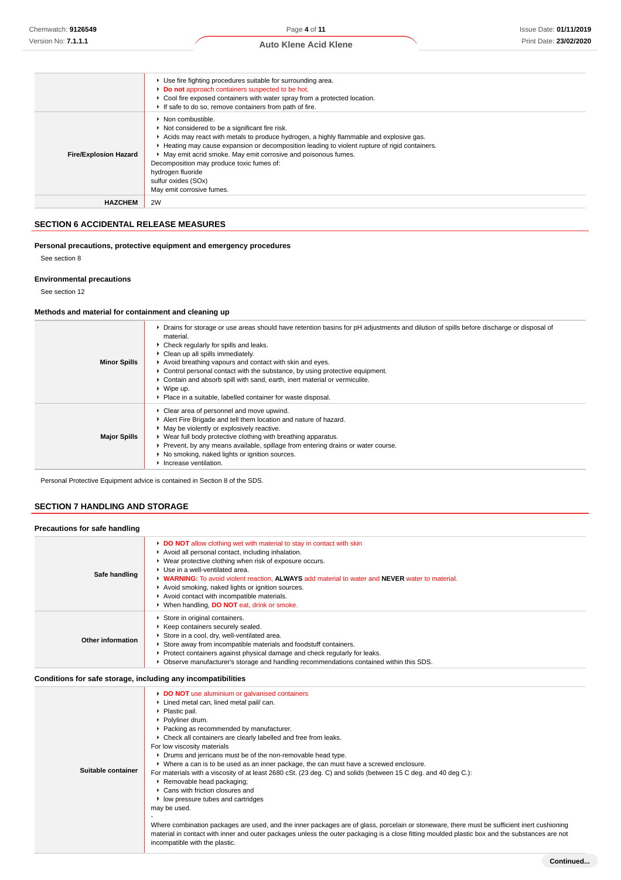| | |
|---|---|
| | ▸ Use fire fighting procedures suitable for surrounding area.<br>▸ **Do not** approach containers suspected to be hot.<br>▸ Cool fire exposed containers with water spray from a protected location.<br>▸ If safe to do so, remove containers from path of fire. |
| **Fire/Explosion Hazard** | ▸ Non combustible.<br>▸ Not considered to be a significant fire risk.<br>▸ Acids may react with metals to produce hydrogen, a highly flammable and explosive gas.<br>▸ Heating may cause expansion or decomposition leading to violent rupture of rigid containers.<br>▸ May emit acrid smoke. May emit corrosive and poisonous fumes.<br>Decomposition may produce toxic fumes of:<br>hydrogen fluoride<br>sulfur oxides (SOx)<br>May emit corrosive fumes. |
| **HAZCHEM** | 2W |

## SECTION 6 ACCIDENTAL RELEASE MEASURES

### Personal precautions, protective equipment and emergency procedures

See section 8

### Environmental precautions

See section 12

### Methods and material for containment and cleaning up

| | |
|---|---|
| **Minor Spills** | ▸ Drains for storage or use areas should have retention basins for pH adjustments and dilution of spills before discharge or disposal of material.<br>▸ Check regularly for spills and leaks.<br>▸ Clean up all spills immediately.<br>▸ Avoid breathing vapours and contact with skin and eyes.<br>▸ Control personal contact with the substance, by using protective equipment.<br>▸ Contain and absorb spill with sand, earth, inert material or vermiculite.<br>▸ Wipe up.<br>▸ Place in a suitable, labelled container for waste disposal. |
| **Major Spills** | ▸ Clear area of personnel and move upwind.<br>▸ Alert Fire Brigade and tell them location and nature of hazard.<br>▸ May be violently or explosively reactive.<br>▸ Wear full body protective clothing with breathing apparatus.<br>▸ Prevent, by any means available, spillage from entering drains or water course.<br>▸ No smoking, naked lights or ignition sources.<br>▸ Increase ventilation. |

Personal Protective Equipment advice is contained in Section 8 of the SDS.

## SECTION 7 HANDLING AND STORAGE

### Precautions for safe handling

| | |
|---|---|
| **Safe handling** | ▸ **DO NOT** allow clothing wet with material to stay in contact with skin<br>▸ Avoid all personal contact, including inhalation.<br>▸ Wear protective clothing when risk of exposure occurs.<br>▸ Use in a well-ventilated area.<br>▸ **WARNING:** To avoid violent reaction, **ALWAYS** add material to water and **NEVER** water to material.<br>▸ Avoid smoking, naked lights or ignition sources.<br>▸ Avoid contact with incompatible materials.<br>▸ When handling, **DO NOT** eat, drink or smoke. |
| **Other information** | ▸ Store in original containers.<br>▸ Keep containers securely sealed.<br>▸ Store in a cool, dry, well-ventilated area.<br>▸ Store away from incompatible materials and foodstuff containers.<br>▸ Protect containers against physical damage and check regularly for leaks.<br>▸ Observe manufacturer's storage and handling recommendations contained within this SDS. |

### Conditions for safe storage, including any incompatibilities

| | |
|---|---|
| **Suitable container** | ▸ **DO NOT** use aluminium or galvanised containers<br>▸ Lined metal can, lined metal pail/ can.<br>▸ Plastic pail.<br>▸ Polyliner drum.<br>▸ Packing as recommended by manufacturer.<br>▸ Check all containers are clearly labelled and free from leaks.<br>For low viscosity materials<br>▸ Drums and jerricans must be of the non-removable head type.<br>▸ Where a can is to be used as an inner package, the can must have a screwed enclosure.<br>For materials with a viscosity of at least 2680 cSt. (23 deg. C) and solids (between 15 C deg. and 40 deg C.):<br>▸ Removable head packaging;<br>▸ Cans with friction closures and<br>▸ low pressure tubes and cartridges<br>may be used.<br>-<br>Where combination packages are used, and the inner packages are of glass, porcelain or stoneware, there must be sufficient inert cushioning material in contact with inner and outer packages unless the outer packaging is a close fitting moulded plastic box and the substances are not incompatible with the plastic. |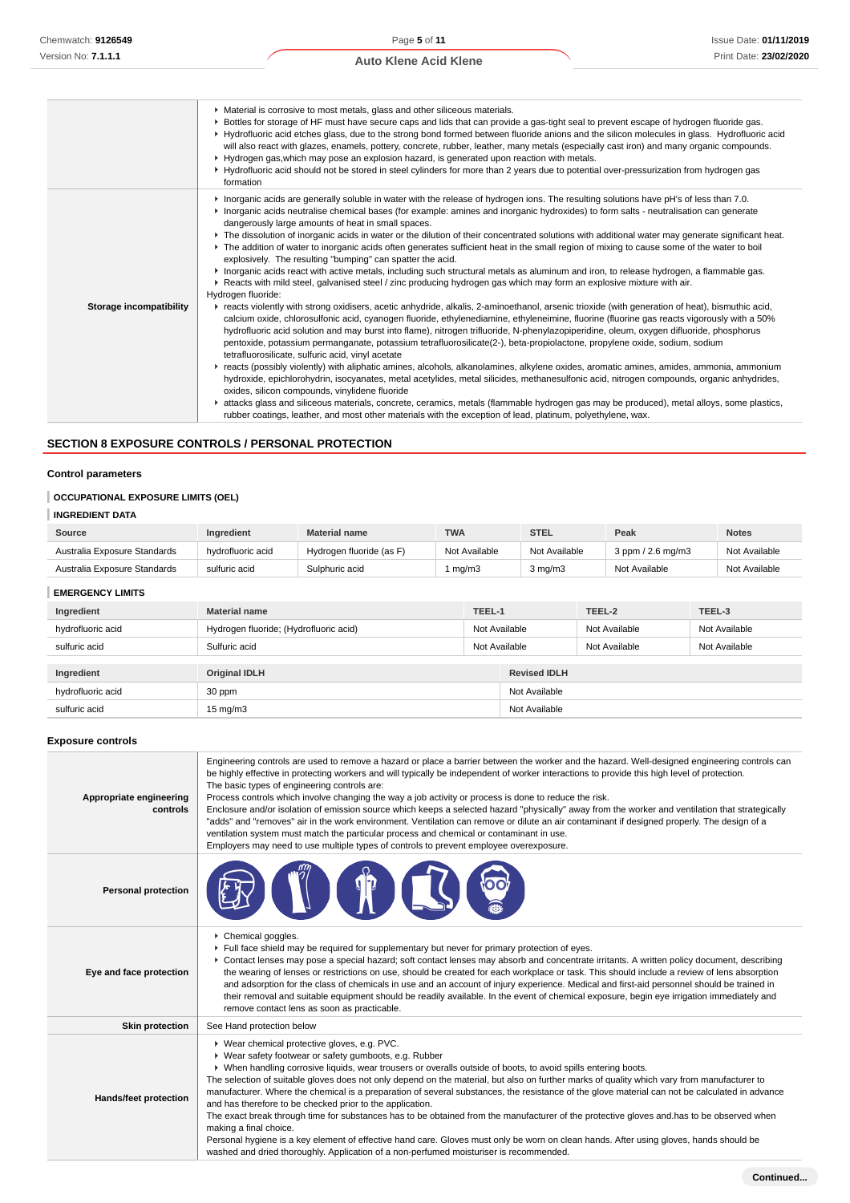| | |
|---|---|
| | ▸ Material is corrosive to most metals, glass and other siliceous materials.<br>▸ Bottles for storage of HF must have secure caps and lids that can provide a gas-tight seal to prevent escape of hydrogen fluoride gas.<br>▸ Hydrofluoric acid etches glass, due to the strong bond formed between fluoride anions and the silicon molecules in glass. Hydrofluoric acid will also react with glazes, enamels, pottery, concrete, rubber, leather, many metals (especially cast iron) and many organic compounds.<br>▸ Hydrogen gas,which may pose an explosion hazard, is generated upon reaction with metals.<br>▸ Hydrofluoric acid should not be stored in steel cylinders for more than 2 years due to potential over-pressurization from hydrogen gas formation |
| **Storage incompatibility** | ▸ Inorganic acids are generally soluble in water with the release of hydrogen ions. The resulting solutions have pH's of less than 7.0.<br>▸ Inorganic acids neutralise chemical bases (for example: amines and inorganic hydroxides) to form salts - neutralisation can generate dangerously large amounts of heat in small spaces.<br>▸ The dissolution of inorganic acids in water or the dilution of their concentrated solutions with additional water may generate significant heat.<br>▸ The addition of water to inorganic acids often generates sufficient heat in the small region of mixing to cause some of the water to boil explosively. The resulting "bumping" can spatter the acid.<br>▸ Inorganic acids react with active metals, including such structural metals as aluminum and iron, to release hydrogen, a flammable gas.<br>▸ Reacts with mild steel, galvanised steel / zinc producing hydrogen gas which may form an explosive mixture with air.<br>Hydrogen fluoride:<br>▸ reacts violently with strong oxidisers, acetic anhydride, alkalis, 2-aminoethanol, arsenic trioxide (with generation of heat), bismuthic acid, calcium oxide, chlorosulfonic acid, cyanogen fluoride, ethylenediamine, ethyleneimine, fluorine (fluorine gas reacts vigorously with a 50% hydrofluoric acid solution and may burst into flame), nitrogen trifluoride, N-phenylazopiperidine, oleum, oxygen difluoride, phosphorus pentoxide, potassium permanganate, potassium tetrafluorosilicate(2-), beta-propiolactone, propylene oxide, sodium, sodium tetrafluorosilicate, sulfuric acid, vinyl acetate<br>▸ reacts (possibly violently) with aliphatic amines, alcohols, alkanolamines, alkylene oxides, aromatic amines, amides, ammonia, ammonium hydroxide, epichlorohydrin, isocyanates, metal acetylides, metal silicides, methanesulfonic acid, nitrogen compounds, organic anhydrides, oxides, silicon compounds, vinylidene fluoride<br>▸ attacks glass and siliceous materials, concrete, ceramics, metals (flammable hydrogen gas may be produced), metal alloys, some plastics, rubber coatings, leather, and most other materials with the exception of lead, platinum, polyethylene, wax. |

## SECTION 8 EXPOSURE CONTROLS / PERSONAL PROTECTION

### Control parameters

#### OCCUPATIONAL EXPOSURE LIMITS (OEL)

#### INGREDIENT DATA

| Source | Ingredient | Material name | TWA | STEL | Peak | Notes |
|---|---|---|---|---|---|---|
| Australia Exposure Standards | hydrofluoric acid | Hydrogen fluoride (as F) | Not Available | Not Available | 3 ppm / 2.6 mg/m3 | Not Available |
| Australia Exposure Standards | sulfuric acid | Sulphuric acid | 1 mg/m3 | 3 mg/m3 | Not Available | Not Available |

#### EMERGENCY LIMITS

| Ingredient | Material name | TEEL-1 | TEEL-2 | TEEL-3 |
|---|---|---|---|---|
| hydrofluoric acid | Hydrogen fluoride; (Hydrofluoric acid) | Not Available | Not Available | Not Available |
| sulfuric acid | Sulfuric acid | Not Available | Not Available | Not Available |

| Ingredient | Original IDLH | Revised IDLH |
|---|---|---|
| hydrofluoric acid | 30 ppm | Not Available |
| sulfuric acid | 15 mg/m3 | Not Available |

### Exposure controls

| | |
|---|---|
| **Appropriate engineering controls** | Engineering controls are used to remove a hazard or place a barrier between the worker and the hazard. Well-designed engineering controls can be highly effective in protecting workers and will typically be independent of worker interactions to provide this high level of protection.<br>The basic types of engineering controls are:<br>Process controls which involve changing the way a job activity or process is done to reduce the risk.<br>Enclosure and/or isolation of emission source which keeps a selected hazard "physically" away from the worker and ventilation that strategically "adds" and "removes" air in the work environment. Ventilation can remove or dilute an air contaminant if designed properly. The design of a ventilation system must match the particular process and chemical or contaminant in use.<br>Employers may need to use multiple types of controls to prevent employee overexposure. |
| **Personal protection** | |
| **Eye and face protection** | ▸ Chemical goggles.<br>▸ Full face shield may be required for supplementary but never for primary protection of eyes.<br>▸ Contact lenses may pose a special hazard; soft contact lenses may absorb and concentrate irritants. A written policy document, describing the wearing of lenses or restrictions on use, should be created for each workplace or task. This should include a review of lens absorption and adsorption for the class of chemicals in use and an account of injury experience. Medical and first-aid personnel should be trained in their removal and suitable equipment should be readily available. In the event of chemical exposure, begin eye irrigation immediately and remove contact lens as soon as practicable. |
| **Skin protection** | See Hand protection below |
| **Hands/feet protection** | ▸ Wear chemical protective gloves, e.g. PVC.<br>▸ Wear safety footwear or safety gumboots, e.g. Rubber<br>▸ When handling corrosive liquids, wear trousers or overalls outside of boots, to avoid spills entering boots.<br>The selection of suitable gloves does not only depend on the material, but also on further marks of quality which vary from manufacturer to manufacturer. Where the chemical is a preparation of several substances, the resistance of the glove material can not be calculated in advance and has therefore to be checked prior to the application.<br>The exact break through time for substances has to be obtained from the manufacturer of the protective gloves and.has to be observed when making a final choice.<br>Personal hygiene is a key element of effective hand care. Gloves must only be worn on clean hands. After using gloves, hands should be washed and dried thoroughly. Application of a non-perfumed moisturiser is recommended. |

Continued...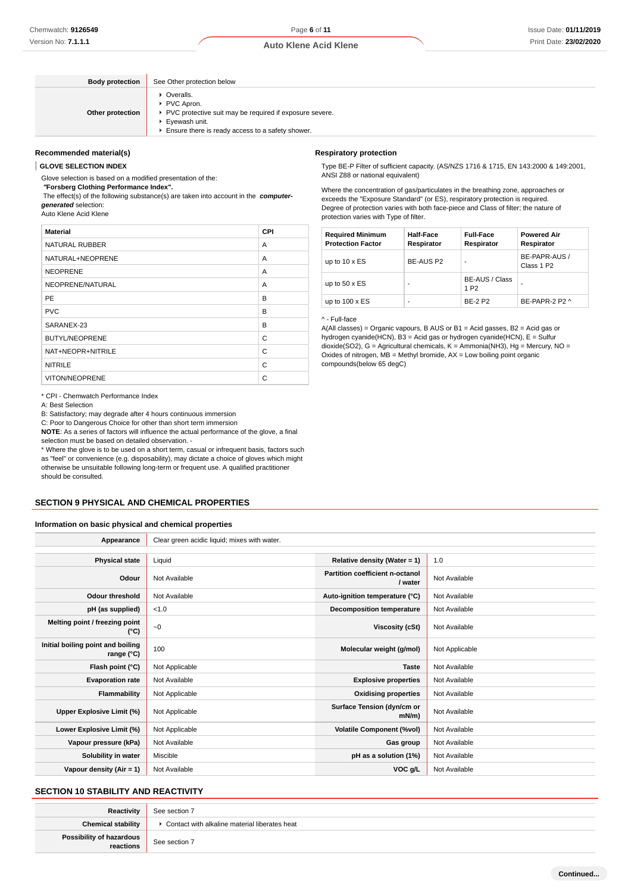| Body protection | See Other protection below |
|---|---|
| Other protection | ▸ Overalls.<br>▸ PVC Apron.<br>▸ PVC protective suit may be required if exposure severe.<br>▸ Eyewash unit.<br>▸ Ensure there is ready access to a safety shower. |

### Recommended material(s)

**GLOVE SELECTION INDEX**

Glove selection is based on a modified presentation of the:
**"Forsberg Clothing Performance Index".**
The effect(s) of the following substance(s) are taken into account in the ***computer-generated*** selection:
Auto Klene Acid Klene

| Material | CPI |
|---|---|
| NATURAL RUBBER | A |
| NATURAL+NEOPRENE | A |
| NEOPRENE | A |
| NEOPRENE/NATURAL | A |
| PE | B |
| PVC | B |
| SARANEX-23 | B |
| BUTYL/NEOPRENE | C |
| NAT+NEOPR+NITRILE | C |
| NITRILE | C |
| VITON/NEOPRENE | C |

* CPI - Chemwatch Performance Index
A: Best Selection
B: Satisfactory; may degrade after 4 hours continuous immersion
C: Poor to Dangerous Choice for other than short term immersion
**NOTE**: As a series of factors will influence the actual performance of the glove, a final selection must be based on detailed observation. -
* Where the glove is to be used on a short term, casual or infrequent basis, factors such as "feel" or convenience (e.g. disposability), may dictate a choice of gloves which might otherwise be unsuitable following long-term or frequent use. A qualified practitioner should be consulted.

### Respiratory protection

Type BE-P Filter of sufficient capacity. (AS/NZS 1716 & 1715, EN 143:2000 & 149:2001, ANSI Z88 or national equivalent)

Where the concentration of gas/particulates in the breathing zone, approaches or exceeds the "Exposure Standard" (or ES), respiratory protection is required.
Degree of protection varies with both face-piece and Class of filter; the nature of protection varies with Type of filter.

| Required Minimum Protection Factor | Half-Face Respirator | Full-Face Respirator | Powered Air Respirator |
|---|---|---|---|
| up to 10 x ES | BE-AUS P2 | - | BE-PAPR-AUS / Class 1 P2 |
| up to 50 x ES | - | BE-AUS / Class 1 P2 | - |
| up to 100 x ES | - | BE-2 P2 | BE-PAPR-2 P2 ^ |

^ - Full-face
A(All classes) = Organic vapours, B AUS or B1 = Acid gasses, B2 = Acid gas or hydrogen cyanide(HCN), B3 = Acid gas or hydrogen cyanide(HCN), E = Sulfur dioxide(SO2), G = Agricultural chemicals, K = Ammonia(NH3), Hg = Mercury, NO = Oxides of nitrogen, MB = Methyl bromide, AX = Low boiling point organic compounds(below 65 degC)

## SECTION 9 PHYSICAL AND CHEMICAL PROPERTIES

### Information on basic physical and chemical properties

| Appearance | Clear green acidic liquid; mixes with water. | | |
|---|---|---|---|
| Physical state | Liquid | Relative density (Water = 1) | 1.0 |
| Odour | Not Available | Partition coefficient n-octanol / water | Not Available |
| Odour threshold | Not Available | Auto-ignition temperature (°C) | Not Available |
| pH (as supplied) | <1.0 | Decomposition temperature | Not Available |
| Melting point / freezing point (°C) | ~0 | Viscosity (cSt) | Not Available |
| Initial boiling point and boiling range (°C) | 100 | Molecular weight (g/mol) | Not Applicable |
| Flash point (°C) | Not Applicable | Taste | Not Available |
| Evaporation rate | Not Available | Explosive properties | Not Available |
| Flammability | Not Applicable | Oxidising properties | Not Available |
| Upper Explosive Limit (%) | Not Applicable | Surface Tension (dyn/cm or mN/m) | Not Available |
| Lower Explosive Limit (%) | Not Applicable | Volatile Component (%vol) | Not Available |
| Vapour pressure (kPa) | Not Available | Gas group | Not Available |
| Solubility in water | Miscible | pH as a solution (1%) | Not Available |
| Vapour density (Air = 1) | Not Available | VOC g/L | Not Available |

## SECTION 10 STABILITY AND REACTIVITY

| Reactivity | See section 7 |
|---|---|
| Chemical stability | ▸ Contact with alkaline material liberates heat |
| Possibility of hazardous reactions | See section 7 |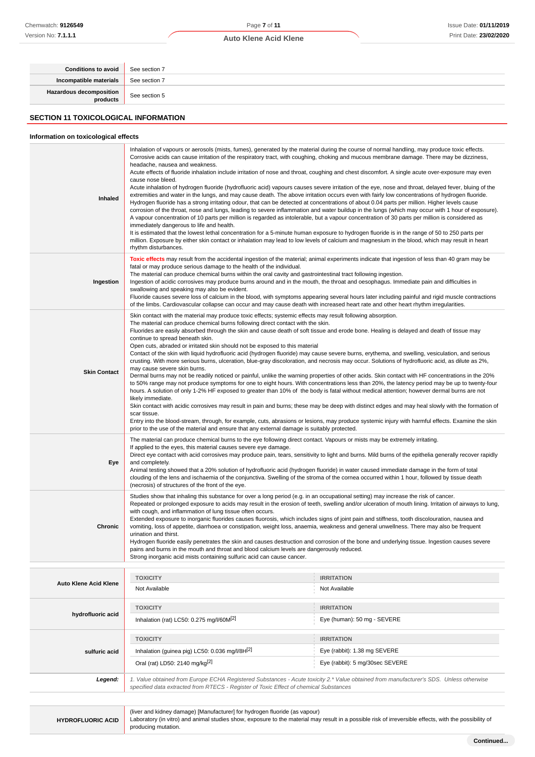| | |
|---|---|
| **Conditions to avoid** | See section 7 |
| **Incompatible materials** | See section 7 |
| **Hazardous decomposition products** | See section 5 |

## SECTION 11 TOXICOLOGICAL INFORMATION

### Information on toxicological effects

| | |
|---|---|
| **Inhaled** | Inhalation of vapours or aerosols (mists, fumes), generated by the material during the course of normal handling, may produce toxic effects.<br>Corrosive acids can cause irritation of the respiratory tract, with coughing, choking and mucous membrane damage. There may be dizziness, headache, nausea and weakness.<br>Acute effects of fluoride inhalation include irritation of nose and throat, coughing and chest discomfort. A single acute over-exposure may even cause nose bleed.<br>Acute inhalation of hydrogen fluoride (hydrofluoric acid) vapours causes severe irritation of the eye, nose and throat, delayed fever, bluing of the extremities and water in the lungs, and may cause death. The above irritation occurs even with fairly low concentrations of hydrogen fluoride. Hydrogen fluoride has a strong irritating odour, that can be detected at concentrations of about 0.04 parts per million. Higher levels cause corrosion of the throat, nose and lungs, leading to severe inflammation and water buildup in the lungs (which may occur with 1 hour of exposure). A vapour concentration of 10 parts per million is regarded as intolerable, but a vapour concentration of 30 parts per million is considered as immediately dangerous to life and health.<br>It is estimated that the lowest lethal concentration for a 5-minute human exposure to hydrogen fluoride is in the range of 50 to 250 parts per million. Exposure by either skin contact or inhalation may lead to low levels of calcium and magnesium in the blood, which may result in heart rhythm disturbances. |
| **Ingestion** | **Toxic effects** may result from the accidental ingestion of the material; animal experiments indicate that ingestion of less than 40 gram may be fatal or may produce serious damage to the health of the individual.<br>The material can produce chemical burns within the oral cavity and gastrointestinal tract following ingestion.<br>Ingestion of acidic corrosives may produce burns around and in the mouth, the throat and oesophagus. Immediate pain and difficulties in swallowing and speaking may also be evident.<br>Fluoride causes severe loss of calcium in the blood, with symptoms appearing several hours later including painful and rigid muscle contractions of the limbs. Cardiovascular collapse can occur and may cause death with increased heart rate and other heart rhythm irregularities. |
| **Skin Contact** | Skin contact with the material may produce toxic effects; systemic effects may result following absorption.<br>The material can produce chemical burns following direct contact with the skin.<br>Fluorides are easily absorbed through the skin and cause death of soft tissue and erode bone. Healing is delayed and death of tissue may continue to spread beneath skin.<br>Open cuts, abraded or irritated skin should not be exposed to this material<br>Contact of the skin with liquid hydrofluoric acid (hydrogen fluoride) may cause severe burns, erythema, and swelling, vesiculation, and serious crusting. With more serious burns, ulceration, blue-gray discoloration, and necrosis may occur. Solutions of hydrofluoric acid, as dilute as 2%, may cause severe skin burns.<br>Dermal burns may not be readily noticed or painful, unlike the warning properties of other acids. Skin contact with HF concentrations in the 20% to 50% range may not produce symptoms for one to eight hours. With concentrations less than 20%, the latency period may be up to twenty-four hours. A solution of only 1-2% HF exposed to greater than 10% of the body is fatal without medical attention; however dermal burns are not likely immediate.<br>Skin contact with acidic corrosives may result in pain and burns; these may be deep with distinct edges and may heal slowly with the formation of scar tissue.<br>Entry into the blood-stream, through, for example, cuts, abrasions or lesions, may produce systemic injury with harmful effects. Examine the skin prior to the use of the material and ensure that any external damage is suitably protected. |
| **Eye** | The material can produce chemical burns to the eye following direct contact. Vapours or mists may be extremely irritating.<br>If applied to the eyes, this material causes severe eye damage.<br>Direct eye contact with acid corrosives may produce pain, tears, sensitivity to light and burns. Mild burns of the epithelia generally recover rapidly and completely.<br>Animal testing showed that a 20% solution of hydrofluoric acid (hydrogen fluoride) in water caused immediate damage in the form of total clouding of the lens and ischaemia of the conjunctiva. Swelling of the stroma of the cornea occurred within 1 hour, followed by tissue death (necrosis) of structures of the front of the eye. |
| **Chronic** | Studies show that inhaling this substance for over a long period (e.g. in an occupational setting) may increase the risk of cancer.<br>Repeated or prolonged exposure to acids may result in the erosion of teeth, swelling and/or ulceration of mouth lining. Irritation of airways to lung, with cough, and inflammation of lung tissue often occurs.<br>Extended exposure to inorganic fluorides causes fluorosis, which includes signs of joint pain and stiffness, tooth discolouration, nausea and vomiting, loss of appetite, diarrhoea or constipation, weight loss, anaemia, weakness and general unwellness. There may also be frequent urination and thirst.<br>Hydrogen fluoride easily penetrates the skin and causes destruction and corrosion of the bone and underlying tissue. Ingestion causes severe pains and burns in the mouth and throat and blood calcium levels are dangerously reduced.<br>Strong inorganic acid mists containing sulfuric acid can cause cancer. |

| | TOXICITY | IRRITATION |
|---|---|---|
| **Auto Klene Acid Klene** | Not Available | Not Available |
| **hydrofluoric acid** | Inhalation (rat) LC50: 0.275 mg/l/60M[2] | Eye (human): 50 mg - SEVERE |
| **sulfuric acid** | Inhalation (guinea pig) LC50: 0.036 mg/l/8H[2] | Eye (rabbit): 1.38 mg SEVERE |
| | Oral (rat) LD50: 2140 mg/kg[2] | Eye (rabbit): 5 mg/30sec SEVERE |

***Legend:*** *1. Value obtained from Europe ECHA Registered Substances - Acute toxicity 2.\* Value obtained from manufacturer's SDS. Unless otherwise specified data extracted from RTECS - Register of Toxic Effect of chemical Substances*

| | |
|---|---|
| **HYDROFLUORIC ACID** | (liver and kidney damage) [Manufacturer] for hydrogen fluoride (as vapour)<br>Laboratory (in vitro) and animal studies show, exposure to the material may result in a possible risk of irreversible effects, with the possibility of producing mutation. |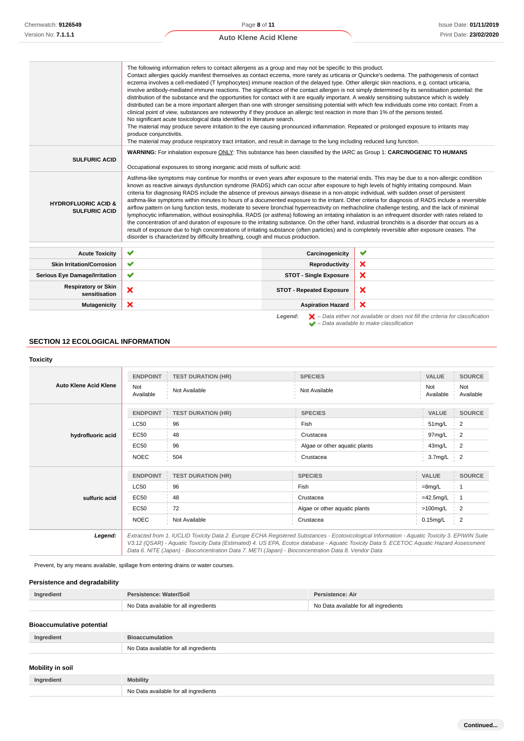| | |
|---|---|
| | The following information refers to contact allergens as a group and may not be specific to this product. Contact allergies quickly manifest themselves as contact eczema, more rarely as urticaria or Quincke's oedema. The pathogenesis of contact eczema involves a cell-mediated (T lymphocytes) immune reaction of the delayed type. Other allergic skin reactions, e.g. contact urticaria, involve antibody-mediated immune reactions. The significance of the contact allergen is not simply determined by its sensitisation potential: the distribution of the substance and the opportunities for contact with it are equally important. A weakly sensitising substance which is widely distributed can be a more important allergen than one with stronger sensitising potential with which few individuals come into contact. From a clinical point of view, substances are noteworthy if they produce an allergic test reaction in more than 1% of the persons tested. No significant acute toxicological data identified in literature search. The material may produce severe irritation to the eye causing pronounced inflammation. Repeated or prolonged exposure to irritants may produce conjunctivitis. The material may produce respiratory tract irritation, and result in damage to the lung including reduced lung function. |
| **SULFURIC ACID** | **WARNING:** For inhalation exposure ONLY: This substance has been classified by the IARC as Group 1: **CARCINOGENIC TO HUMANS** <br><br> Occupational exposures to strong inorganic acid mists of sulfuric acid: |
| **HYDROFLUORIC ACID & SULFURIC ACID** | Asthma-like symptoms may continue for months or even years after exposure to the material ends. This may be due to a non-allergic condition known as reactive airways dysfunction syndrome (RADS) which can occur after exposure to high levels of highly irritating compound. Main criteria for diagnosing RADS include the absence of previous airways disease in a non-atopic individual, with sudden onset of persistent asthma-like symptoms within minutes to hours of a documented exposure to the irritant. Other criteria for diagnosis of RADS include a reversible airflow pattern on lung function tests, moderate to severe bronchial hyperreactivity on methacholine challenge testing, and the lack of minimal lymphocytic inflammation, without eosinophilia. RADS (or asthma) following an irritating inhalation is an infrequent disorder with rates related to the concentration of and duration of exposure to the irritating substance. On the other hand, industrial bronchitis is a disorder that occurs as a result of exposure due to high concentrations of irritating substance (often particles) and is completely reversible after exposure ceases. The disorder is characterized by difficulty breathing, cough and mucus production. |

| | | | |
|---|---|---|---|
| **Acute Toxicity** | ✔ | **Carcinogenicity** | ✔ |
| **Skin Irritation/Corrosion** | ✔ | **Reproductivity** | ✘ |
| **Serious Eye Damage/Irritation** | ✔ | **STOT - Single Exposure** | ✘ |
| **Respiratory or Skin sensitisation** | ✘ | **STOT - Repeated Exposure** | ✘ |
| **Mutagenicity** | ✘ | **Aspiration Hazard** | ✘ |

*Legend:* ✘ – *Data either not available or does not fill the criteria for classification*
✔ – *Data available to make classification*

## SECTION 12 ECOLOGICAL INFORMATION

### Toxicity

| | ENDPOINT | TEST DURATION (HR) | SPECIES | VALUE | SOURCE |
|---|---|---|---|---|---|
| **Auto Klene Acid Klene** | Not Available | Not Available | Not Available | Not Available | Not Available |
| | **ENDPOINT** | **TEST DURATION (HR)** | **SPECIES** | **VALUE** | **SOURCE** |
| **hydrofluoric acid** | LC50 | 96 | Fish | 51mg/L | 2 |
| | EC50 | 48 | Crustacea | 97mg/L | 2 |
| | EC50 | 96 | Algae or other aquatic plants | 43mg/L | 2 |
| | NOEC | 504 | Crustacea | 3.7mg/L | 2 |
| | **ENDPOINT** | **TEST DURATION (HR)** | **SPECIES** | **VALUE** | **SOURCE** |
| **sulfuric acid** | LC50 | 96 | Fish | =8mg/L | 1 |
| | EC50 | 48 | Crustacea | =42.5mg/L | 1 |
| | EC50 | 72 | Algae or other aquatic plants | >100mg/L | 2 |
| | NOEC | Not Available | Crustacea | 0.15mg/L | 2 |
| ***Legend:*** | *Extracted from 1. IUCLID Toxicity Data 2. Europe ECHA Registered Substances - Ecotoxicological Information - Aquatic Toxicity 3. EPIWIN Suite V3.12 (QSAR) - Aquatic Toxicity Data (Estimated) 4. US EPA, Ecotox database - Aquatic Toxicity Data 5. ECETOC Aquatic Hazard Assessment Data 6. NITE (Japan) - Bioconcentration Data 7. METI (Japan) - Bioconcentration Data 8. Vendor Data* | | | | |

Prevent, by any means available, spillage from entering drains or water courses.

### Persistence and degradability

| Ingredient | Persistence: Water/Soil | Persistence: Air |
|---|---|---|
| | No Data available for all ingredients | No Data available for all ingredients |

### Bioaccumulative potential

| Ingredient | Bioaccumulation |
|---|---|
| | No Data available for all ingredients |

### Mobility in soil

| Ingredient | Mobility |
|---|---|
| | No Data available for all ingredients |

**Continued...**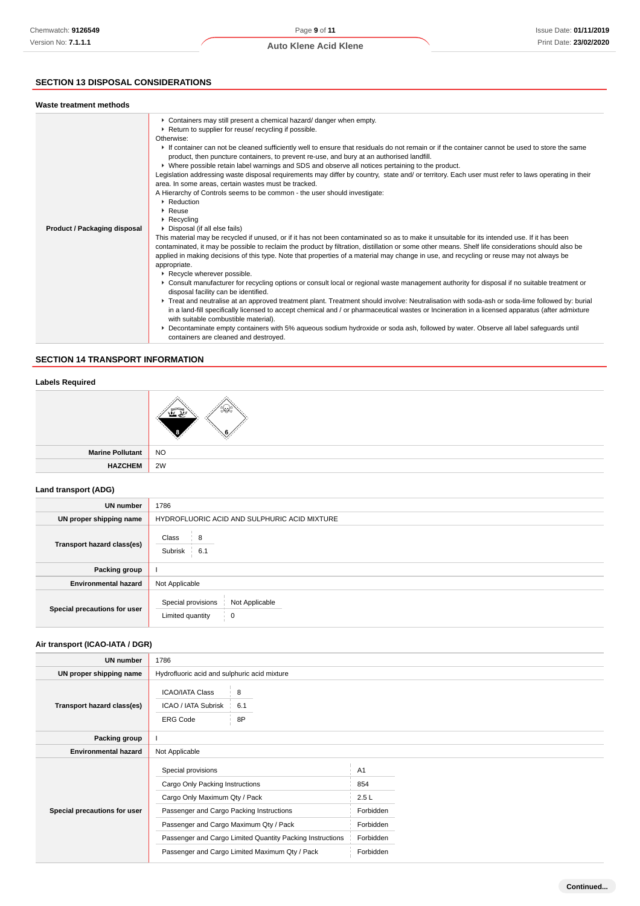## SECTION 13 DISPOSAL CONSIDERATIONS

### Waste treatment methods

| | |
|---|---|
| **Product / Packaging disposal** | ▸ Containers may still present a chemical hazard/ danger when empty.<br>▸ Return to supplier for reuse/ recycling if possible.<br>Otherwise:<br>▸ If container can not be cleaned sufficiently well to ensure that residuals do not remain or if the container cannot be used to store the same product, then puncture containers, to prevent re-use, and bury at an authorised landfill.<br>▸ Where possible retain label warnings and SDS and observe all notices pertaining to the product.<br>Legislation addressing waste disposal requirements may differ by country, state and/ or territory. Each user must refer to laws operating in their area. In some areas, certain wastes must be tracked.<br>A Hierarchy of Controls seems to be common - the user should investigate:<br>▸ Reduction<br>▸ Reuse<br>▸ Recycling<br>▸ Disposal (if all else fails)<br>This material may be recycled if unused, or if it has not been contaminated so as to make it unsuitable for its intended use. If it has been contaminated, it may be possible to reclaim the product by filtration, distillation or some other means. Shelf life considerations should also be applied in making decisions of this type. Note that properties of a material may change in use, and recycling or reuse may not always be appropriate.<br>▸ Recycle wherever possible.<br>▸ Consult manufacturer for recycling options or consult local or regional waste management authority for disposal if no suitable treatment or disposal facility can be identified.<br>▸ Treat and neutralise at an approved treatment plant. Treatment should involve: Neutralisation with soda-ash or soda-lime followed by: burial in a land-fill specifically licensed to accept chemical and / or pharmaceutical wastes or Incineration in a licensed apparatus (after admixture with suitable combustible material).<br>▸ Decontaminate empty containers with 5% aqueous sodium hydroxide or soda ash, followed by water. Observe all label safeguards until containers are cleaned and destroyed. |

## SECTION 14 TRANSPORT INFORMATION

### Labels Required

| | |
|---|---|
| | 8 6 |
| **Marine Pollutant** | NO |
| **HAZCHEM** | 2W |

### Land transport (ADG)

| | |
|---|---|
| **UN number** | 1786 |
| **UN proper shipping name** | HYDROFLUORIC ACID AND SULPHURIC ACID MIXTURE |
| **Transport hazard class(es)** | Class: 8<br>Subrisk: 6.1 |
| **Packing group** | I |
| **Environmental hazard** | Not Applicable |
| **Special precautions for user** | Special provisions: Not Applicable<br>Limited quantity: 0 |

### Air transport (ICAO-IATA / DGR)

| | |
|---|---|
| **UN number** | 1786 |
| **UN proper shipping name** | Hydrofluoric acid and sulphuric acid mixture |
| **Transport hazard class(es)** | ICAO/IATA Class: 8<br>ICAO / IATA Subrisk: 6.1<br>ERG Code: 8P |
| **Packing group** | I |
| **Environmental hazard** | Not Applicable |
| **Special precautions for user** | Special provisions: A1<br>Cargo Only Packing Instructions: 854<br>Cargo Only Maximum Qty / Pack: 2.5 L<br>Passenger and Cargo Packing Instructions: Forbidden<br>Passenger and Cargo Maximum Qty / Pack: Forbidden<br>Passenger and Cargo Limited Quantity Packing Instructions: Forbidden<br>Passenger and Cargo Limited Maximum Qty / Pack: Forbidden |

Continued...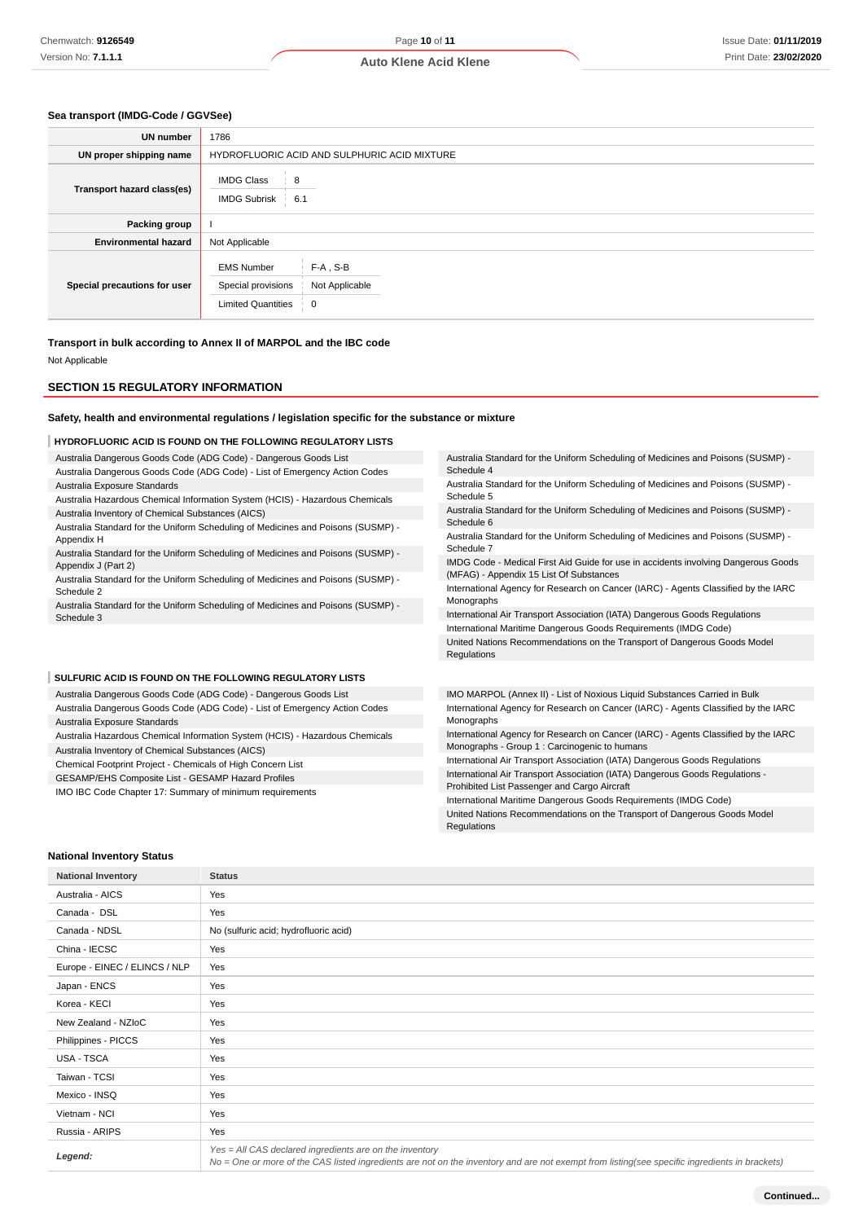### Sea transport (IMDG-Code / GGVSee)

| | |
|---|---|
| **UN number** | 1786 |
| **UN proper shipping name** | HYDROFLUORIC ACID AND SULPHURIC ACID MIXTURE |
| **Transport hazard class(es)** | IMDG Class: 8<br>IMDG Subrisk: 6.1 |
| **Packing group** | I |
| **Environmental hazard** | Not Applicable |
| **Special precautions for user** | EMS Number: F-A , S-B<br>Special provisions: Not Applicable<br>Limited Quantities: 0 |

### Transport in bulk according to Annex II of MARPOL and the IBC code

Not Applicable

## SECTION 15 REGULATORY INFORMATION

### Safety, health and environmental regulations / legislation specific for the substance or mixture

#### HYDROFLUORIC ACID IS FOUND ON THE FOLLOWING REGULATORY LISTS

- Australia Dangerous Goods Code (ADG Code) - Dangerous Goods List
- Australia Dangerous Goods Code (ADG Code) - List of Emergency Action Codes
- Australia Exposure Standards
- Australia Hazardous Chemical Information System (HCIS) - Hazardous Chemicals
- Australia Inventory of Chemical Substances (AICS)
- Australia Standard for the Uniform Scheduling of Medicines and Poisons (SUSMP) - Appendix H
- Australia Standard for the Uniform Scheduling of Medicines and Poisons (SUSMP) - Appendix J (Part 2)
- Australia Standard for the Uniform Scheduling of Medicines and Poisons (SUSMP) - Schedule 2
- Australia Standard for the Uniform Scheduling of Medicines and Poisons (SUSMP) - Schedule 3
- Australia Standard for the Uniform Scheduling of Medicines and Poisons (SUSMP) - Schedule 4
- Australia Standard for the Uniform Scheduling of Medicines and Poisons (SUSMP) - Schedule 5
- Australia Standard for the Uniform Scheduling of Medicines and Poisons (SUSMP) - Schedule 6
- Australia Standard for the Uniform Scheduling of Medicines and Poisons (SUSMP) - Schedule 7
- IMDG Code - Medical First Aid Guide for use in accidents involving Dangerous Goods (MFAG) - Appendix 15 List Of Substances
- International Agency for Research on Cancer (IARC) - Agents Classified by the IARC Monographs
- International Air Transport Association (IATA) Dangerous Goods Regulations
- International Maritime Dangerous Goods Requirements (IMDG Code)
- United Nations Recommendations on the Transport of Dangerous Goods Model Regulations

#### SULFURIC ACID IS FOUND ON THE FOLLOWING REGULATORY LISTS

- Australia Dangerous Goods Code (ADG Code) - Dangerous Goods List
- Australia Dangerous Goods Code (ADG Code) - List of Emergency Action Codes
- Australia Exposure Standards
- Australia Hazardous Chemical Information System (HCIS) - Hazardous Chemicals
- Australia Inventory of Chemical Substances (AICS)
- Chemical Footprint Project - Chemicals of High Concern List
- GESAMP/EHS Composite List - GESAMP Hazard Profiles
- IMO IBC Code Chapter 17: Summary of minimum requirements
- IMO MARPOL (Annex II) - List of Noxious Liquid Substances Carried in Bulk
- International Agency for Research on Cancer (IARC) - Agents Classified by the IARC Monographs
- International Agency for Research on Cancer (IARC) - Agents Classified by the IARC Monographs - Group 1 : Carcinogenic to humans
- International Air Transport Association (IATA) Dangerous Goods Regulations
- International Air Transport Association (IATA) Dangerous Goods Regulations - Prohibited List Passenger and Cargo Aircraft
- International Maritime Dangerous Goods Requirements (IMDG Code)
- United Nations Recommendations on the Transport of Dangerous Goods Model Regulations

### National Inventory Status

| National Inventory | Status |
|---|---|
| Australia - AICS | Yes |
| Canada - DSL | Yes |
| Canada - NDSL | No (sulfuric acid; hydrofluoric acid) |
| China - IECSC | Yes |
| Europe - EINEC / ELINCS / NLP | Yes |
| Japan - ENCS | Yes |
| Korea - KECI | Yes |
| New Zealand - NZIoC | Yes |
| Philippines - PICCS | Yes |
| USA - TSCA | Yes |
| Taiwan - TCSI | Yes |
| Mexico - INSQ | Yes |
| Vietnam - NCI | Yes |
| Russia - ARIPS | Yes |
| ***Legend:*** | *Yes = All CAS declared ingredients are on the inventory*<br>*No = One or more of the CAS listed ingredients are not on the inventory and are not exempt from listing(see specific ingredients in brackets)* |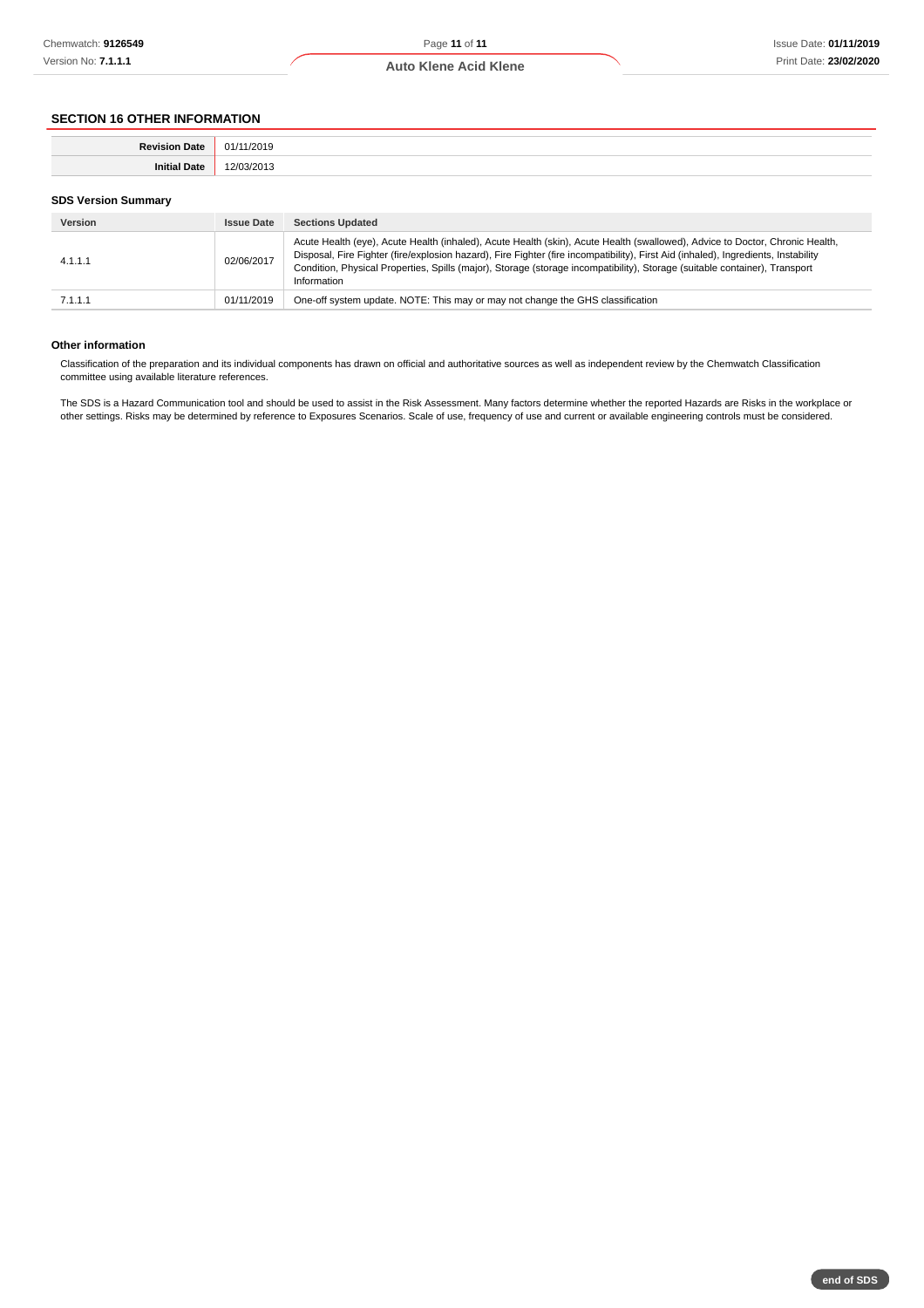## SECTION 16 OTHER INFORMATION

| | |
|---|---|
| **Revision Date** | 01/11/2019 |
| **Initial Date** | 12/03/2013 |

### SDS Version Summary

| Version | Issue Date | Sections Updated |
|---|---|---|
| 4.1.1.1 | 02/06/2017 | Acute Health (eye), Acute Health (inhaled), Acute Health (skin), Acute Health (swallowed), Advice to Doctor, Chronic Health, Disposal, Fire Fighter (fire/explosion hazard), Fire Fighter (fire incompatibility), First Aid (inhaled), Ingredients, Instability Condition, Physical Properties, Spills (major), Storage (storage incompatibility), Storage (suitable container), Transport Information |
| 7.1.1.1 | 01/11/2019 | One-off system update. NOTE: This may or may not change the GHS classification |

### Other information

Classification of the preparation and its individual components has drawn on official and authoritative sources as well as independent review by the Chemwatch Classification committee using available literature references.

The SDS is a Hazard Communication tool and should be used to assist in the Risk Assessment. Many factors determine whether the reported Hazards are Risks in the workplace or other settings. Risks may be determined by reference to Exposures Scenarios. Scale of use, frequency of use and current or available engineering controls must be considered.

**end of SDS**